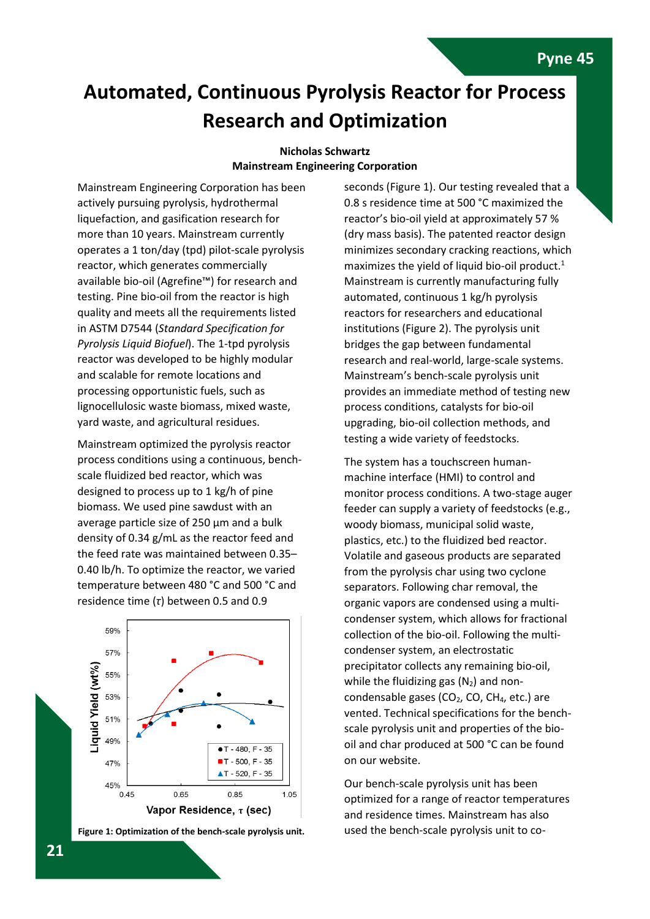# Automated, Continuous Pyrolysis Reactor for Process Research and Optimization

**Nicholas Schwartz**
**Mainstream Engineering Corporation**

Mainstream Engineering Corporation has been actively pursuing pyrolysis, hydrothermal liquefaction, and gasification research for more than 10 years. Mainstream currently operates a 1 ton/day (tpd) pilot-scale pyrolysis reactor, which generates commercially available bio-oil (Agrefine™) for research and testing. Pine bio-oil from the reactor is high quality and meets all the requirements listed in ASTM D7544 (*Standard Specification for Pyrolysis Liquid Biofuel*). The 1-tpd pyrolysis reactor was developed to be highly modular and scalable for remote locations and processing opportunistic fuels, such as lignocellulosic waste biomass, mixed waste, yard waste, and agricultural residues.

Mainstream optimized the pyrolysis reactor process conditions using a continuous, bench-scale fluidized bed reactor, which was designed to process up to 1 kg/h of pine biomass. We used pine sawdust with an average particle size of 250 µm and a bulk density of 0.34 g/mL as the reactor feed and the feed rate was maintained between 0.35–0.40 lb/h. To optimize the reactor, we varied temperature between 480 °C and 500 °C and residence time ($\tau$) between 0.5 and 0.9 seconds (Figure 1). Our testing revealed that a 0.8 s residence time at 500 °C maximized the reactor's bio-oil yield at approximately 57 % (dry mass basis). The patented reactor design minimizes secondary cracking reactions, which maximizes the yield of liquid bio-oil product.[1] Mainstream is currently manufacturing fully automated, continuous 1 kg/h pyrolysis reactors for researchers and educational institutions (Figure 2). The pyrolysis unit bridges the gap between fundamental research and real-world, large-scale systems. Mainstream's bench-scale pyrolysis unit provides an immediate method of testing new process conditions, catalysts for bio-oil upgrading, bio-oil collection methods, and testing a wide variety of feedstocks.

Liquid Yield (wt%)
59%
57%
55%
53%
51%
49%
47%
45%
0.45
0.65
0.85
1.05
Vapor Residence, $\tau$ (sec)
T - 480, F - 35
T - 500, F - 35
T - 520, F - 35

**Figure 1: Optimization of the bench-scale pyrolysis unit.**

The system has a touchscreen human-machine interface (HMI) to control and monitor process conditions. A two-stage auger feeder can supply a variety of feedstocks (e.g., woody biomass, municipal solid waste, plastics, etc.) to the fluidized bed reactor. Volatile and gaseous products are separated from the pyrolysis char using two cyclone separators. Following char removal, the organic vapors are condensed using a multi-condenser system, which allows for fractional collection of the bio-oil. Following the multi-condenser system, an electrostatic precipitator collects any remaining bio-oil, while the fluidizing gas ($N_2$) and non-condensable gases ($CO_2$, CO, $CH_4$, etc.) are vented. Technical specifications for the bench-scale pyrolysis unit and properties of the bio-oil and char produced at 500 °C can be found on our website.

Our bench-scale pyrolysis unit has been optimized for a range of reactor temperatures and residence times. Mainstream has also used the bench-scale pyrolysis unit to co-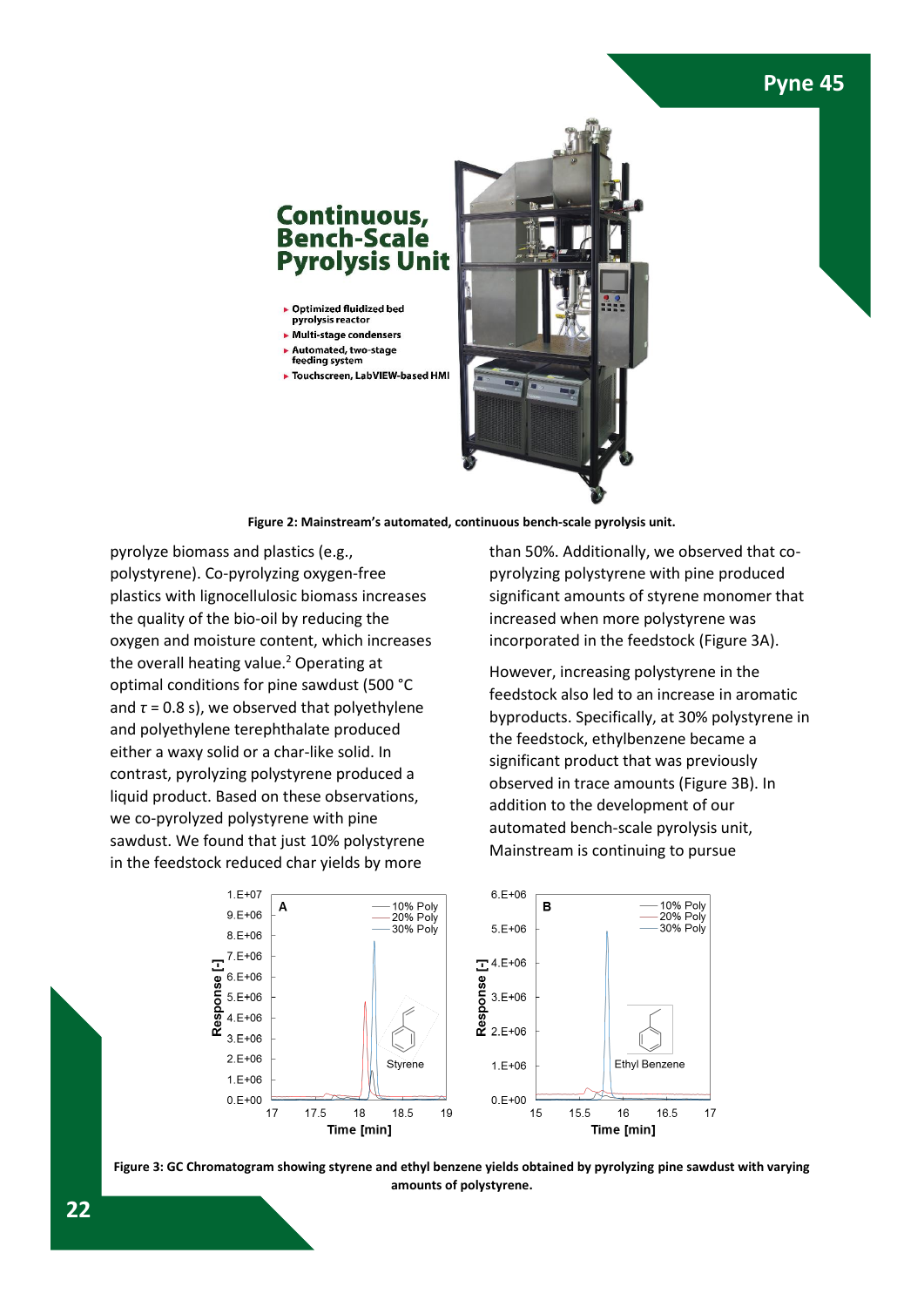Continuous, Bench-Scale Pyrolysis Unit

- Optimized fluidized bed pyrolysis reactor
- Multi-stage condensers
- Automated, two-stage feeding system
- Touchscreen, LabVIEW-based HMI

**Figure 2: Mainstream's automated, continuous bench-scale pyrolysis unit.**

pyrolyze biomass and plastics (e.g., polystyrene). Co-pyrolyzing oxygen-free plastics with lignocellulosic biomass increases the quality of the bio-oil by reducing the oxygen and moisture content, which increases the overall heating value.[2] Operating at optimal conditions for pine sawdust (500 °C and $\tau$ = 0.8 s), we observed that polyethylene and polyethylene terephthalate produced either a waxy solid or a char-like solid. In contrast, pyrolyzing polystyrene produced a liquid product. Based on these observations, we co-pyrolyzed polystyrene with pine sawdust. We found that just 10% polystyrene in the feedstock reduced char yields by more than 50%. Additionally, we observed that co-pyrolyzing polystyrene with pine produced significant amounts of styrene monomer that increased when more polystyrene was incorporated in the feedstock (Figure 3A).

However, increasing polystyrene in the feedstock also led to an increase in aromatic byproducts. Specifically, at 30% polystyrene in the feedstock, ethylbenzene became a significant product that was previously observed in trace amounts (Figure 3B). In addition to the development of our automated bench-scale pyrolysis unit, Mainstream is continuing to pursue

A
10% Poly
20% Poly
30% Poly
Styrene
Response [-]
1.E+07
9.E+06
8.E+06
7.E+06
6.E+06
5.E+06
4.E+06
3.E+06
2.E+06
1.E+06
0.E+00
17
17.5
18
18.5
19
Time [min]

B
10% Poly
20% Poly
30% Poly
Ethyl Benzene
Response [-]
6.E+06
5.E+06
4.E+06
3.E+06
2.E+06
1.E+06
0.E+00
15
15.5
16
16.5
17
Time [min]

**Figure 3: GC Chromatogram showing styrene and ethyl benzene yields obtained by pyrolyzing pine sawdust with varying amounts of polystyrene.**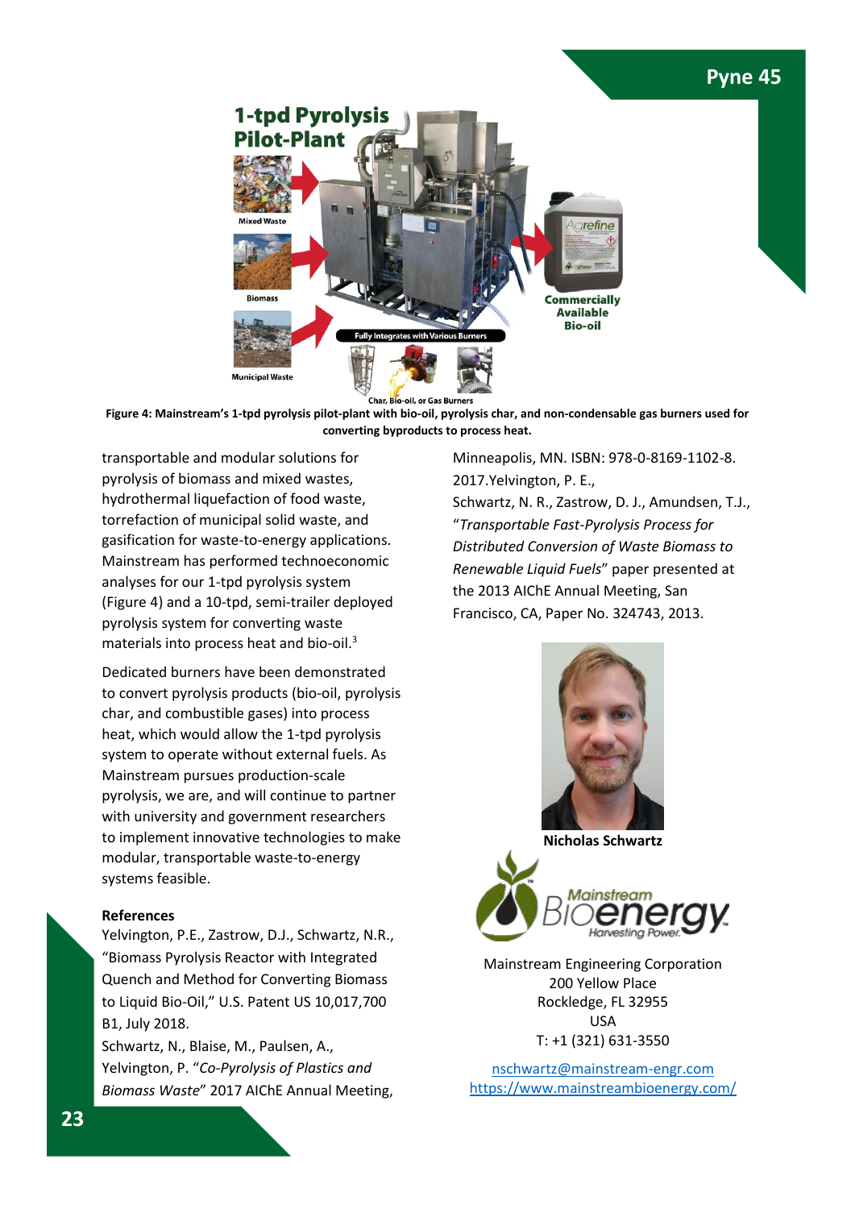1-tpd Pyrolysis Pilot-Plant

Mixed Waste

Biomass

Municipal Waste

Fully Integrates with Various Burners

Char, Bio-oil, or Gas Burners

Commercially Available Bio-oil

**Figure 4: Mainstream's 1-tpd pyrolysis pilot-plant with bio-oil, pyrolysis char, and non-condensable gas burners used for converting byproducts to process heat.**

transportable and modular solutions for pyrolysis of biomass and mixed wastes, hydrothermal liquefaction of food waste, torrefaction of municipal solid waste, and gasification for waste-to-energy applications. Mainstream has performed technoeconomic analyses for our 1-tpd pyrolysis system (Figure 4) and a 10-tpd, semi-trailer deployed pyrolysis system for converting waste materials into process heat and bio-oil.[3]

Dedicated burners have been demonstrated to convert pyrolysis products (bio-oil, pyrolysis char, and combustible gases) into process heat, which would allow the 1-tpd pyrolysis system to operate without external fuels. As Mainstream pursues production-scale pyrolysis, we are, and will continue to partner with university and government researchers to implement innovative technologies to make modular, transportable waste-to-energy systems feasible.

**References**

Yelvington, P.E., Zastrow, D.J., Schwartz, N.R., "Biomass Pyrolysis Reactor with Integrated Quench and Method for Converting Biomass to Liquid Bio-Oil," U.S. Patent US 10,017,700 B1, July 2018.

Schwartz, N., Blaise, M., Paulsen, A., Yelvington, P. "*Co-Pyrolysis of Plastics and Biomass Waste*" 2017 AIChE Annual Meeting, Minneapolis, MN. ISBN: 978-0-8169-1102-8. 2017.Yelvington, P. E.,

Schwartz, N. R., Zastrow, D. J., Amundsen, T.J., "*Transportable Fast-Pyrolysis Process for Distributed Conversion of Waste Biomass to Renewable Liquid Fuels*" paper presented at the 2013 AIChE Annual Meeting, San Francisco, CA, Paper No. 324743, 2013.

**Nicholas Schwartz**

Mainstream Engineering Corporation
200 Yellow Place
Rockledge, FL 32955
USA
T: +1 (321) 631-3550

nschwartz@mainstream-engr.com
https://www.mainstreambioenergy.com/